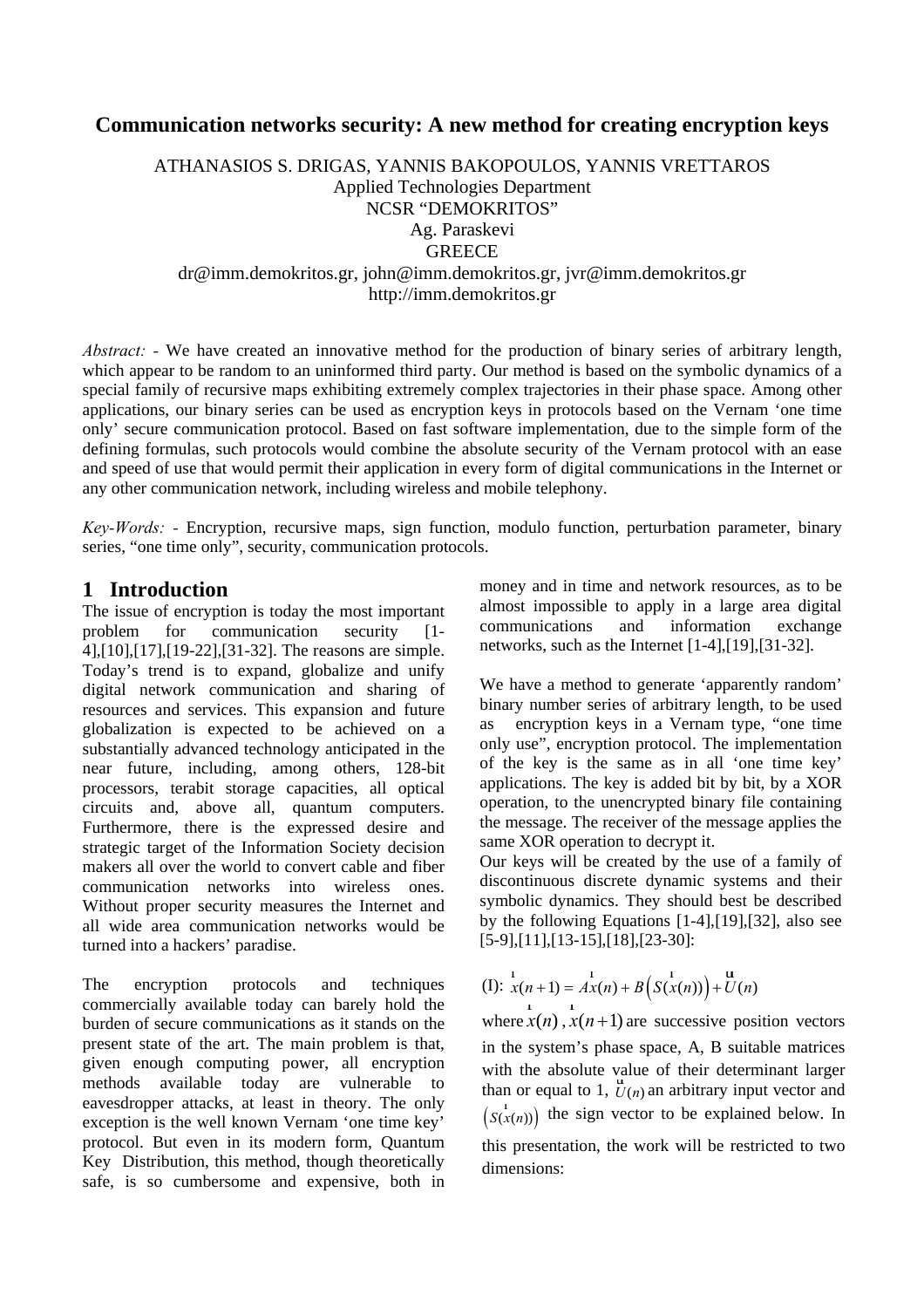# Communication networks security: A new method for creating encryption keys

ATHANASIOS S. DRIGAS, YANNIS BAKOPOULOS, YANNIS VRETTAROS
Applied Technologies Department
NCSR "DEMOKRITOS"
Ag. Paraskevi
GREECE
dr@imm.demokritos.gr, john@imm.demokritos.gr, jvr@imm.demokritos.gr
http://imm.demokritos.gr

*Abstract:* - We have created an innovative method for the production of binary series of arbitrary length, which appear to be random to an uninformed third party. Our method is based on the symbolic dynamics of a special family of recursive maps exhibiting extremely complex trajectories in their phase space. Among other applications, our binary series can be used as encryption keys in protocols based on the Vernam 'one time only' secure communication protocol. Based on fast software implementation, due to the simple form of the defining formulas, such protocols would combine the absolute security of the Vernam protocol with an ease and speed of use that would permit their application in every form of digital communications in the Internet or any other communication network, including wireless and mobile telephony.

*Key-Words:* - Encryption, recursive maps, sign function, modulo function, perturbation parameter, binary series, "one time only", security, communication protocols.

## 1 Introduction

The issue of encryption is today the most important problem for communication security [1-4],[10],[17],[19-22],[31-32]. The reasons are simple. Today's trend is to expand, globalize and unify digital network communication and sharing of resources and services. This expansion and future globalization is expected to be achieved on a substantially advanced technology anticipated in the near future, including, among others, 128-bit processors, terabit storage capacities, all optical circuits and, above all, quantum computers. Furthermore, there is the expressed desire and strategic target of the Information Society decision makers all over the world to convert cable and fiber communication networks into wireless ones. Without proper security measures the Internet and all wide area communication networks would be turned into a hackers' paradise.

The encryption protocols and techniques commercially available today can barely hold the burden of secure communications as it stands on the present state of the art. The main problem is that, given enough computing power, all encryption methods available today are vulnerable to eavesdropper attacks, at least in theory. The only exception is the well known Vernam 'one time key' protocol. But even in its modern form, Quantum Key Distribution, this method, though theoretically safe, is so cumbersome and expensive, both in money and in time and network resources, as to be almost impossible to apply in a large area digital communications and information exchange networks, such as the Internet [1-4],[19],[31-32].

We have a method to generate 'apparently random' binary number series of arbitrary length, to be used as encryption keys in a Vernam type, "one time only use", encryption protocol. The implementation of the key is the same as in all 'one time key' applications. The key is added bit by bit, by a XOR operation, to the unencrypted binary file containing the message. The receiver of the message applies the same XOR operation to decrypt it.

Our keys will be created by the use of a family of discontinuous discrete dynamic systems and their symbolic dynamics. They should best be described by the following Equations [1-4],[19],[32], also see [5-9],[11],[13-15],[18],[23-30]:

(I): $\vec{x}(n+1) = A\vec{x}(n) + B\left(S(\vec{x}(n))\right) + \vec{U}(n)$

where $\vec{x}(n)$, $\vec{x}(n+1)$ are successive position vectors in the system's phase space, A, B suitable matrices with the absolute value of their determinant larger than or equal to 1, $\vec{U}(n)$ an arbitrary input vector and $\left(S(\vec{x}(n))\right)$ the sign vector to be explained below. In this presentation, the work will be restricted to two dimensions: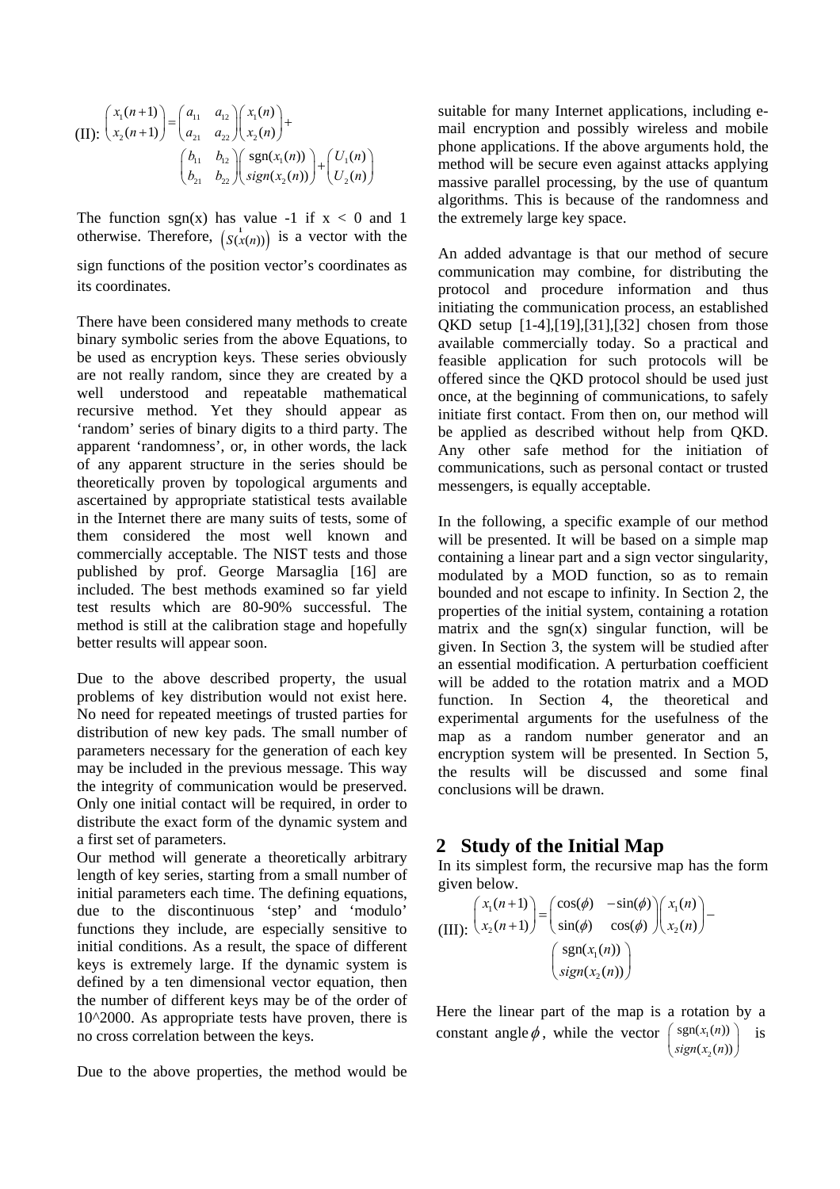(II): $$\begin{pmatrix} x_1(n+1) \\ x_2(n+1) \end{pmatrix} = \begin{pmatrix} a_{11} & a_{12} \\ a_{21} & a_{22} \end{pmatrix} \begin{pmatrix} x_1(n) \\ x_2(n) \end{pmatrix} + \begin{pmatrix} b_{11} & b_{12} \\ b_{21} & b_{22} \end{pmatrix} \begin{pmatrix} \mathrm{sgn}(x_1(n)) \\ sign(x_2(n)) \end{pmatrix} + \begin{pmatrix} U_1(n) \\ U_2(n) \end{pmatrix}$$

The function sgn(x) has value -1 if x < 0 and 1 otherwise. Therefore, $\left(S(\vec{x}(n))\right)$ is a vector with the sign functions of the position vector's coordinates as its coordinates.

There have been considered many methods to create binary symbolic series from the above Equations, to be used as encryption keys. These series obviously are not really random, since they are created by a well understood and repeatable mathematical recursive method. Yet they should appear as 'random' series of binary digits to a third party. The apparent 'randomness', or, in other words, the lack of any apparent structure in the series should be theoretically proven by topological arguments and ascertained by appropriate statistical tests available in the Internet there are many suits of tests, some of them considered the most well known and commercially acceptable. The NIST tests and those published by prof. George Marsaglia [16] are included. The best methods examined so far yield test results which are 80-90% successful. The method is still at the calibration stage and hopefully better results will appear soon.

Due to the above described property, the usual problems of key distribution would not exist here. No need for repeated meetings of trusted parties for distribution of new key pads. The small number of parameters necessary for the generation of each key may be included in the previous message. This way the integrity of communication would be preserved. Only one initial contact will be required, in order to distribute the exact form of the dynamic system and a first set of parameters.

Our method will generate a theoretically arbitrary length of key series, starting from a small number of initial parameters each time. The defining equations, due to the discontinuous 'step' and 'modulo' functions they include, are especially sensitive to initial conditions. As a result, the space of different keys is extremely large. If the dynamic system is defined by a ten dimensional vector equation, then the number of different keys may be of the order of 10^2000. As appropriate tests have proven, there is no cross correlation between the keys.

Due to the above properties, the method would be suitable for many Internet applications, including e-mail encryption and possibly wireless and mobile phone applications. If the above arguments hold, the method will be secure even against attacks applying massive parallel processing, by the use of quantum algorithms. This is because of the randomness and the extremely large key space.

An added advantage is that our method of secure communication may combine, for distributing the protocol and procedure information and thus initiating the communication process, an established QKD setup [1-4],[19],[31],[32] chosen from those available commercially today. So a practical and feasible application for such protocols will be offered since the QKD protocol should be used just once, at the beginning of communications, to safely initiate first contact. From then on, our method will be applied as described without help from QKD. Any other safe method for the initiation of communications, such as personal contact or trusted messengers, is equally acceptable.

In the following, a specific example of our method will be presented. It will be based on a simple map containing a linear part and a sign vector singularity, modulated by a MOD function, so as to remain bounded and not escape to infinity. In Section 2, the properties of the initial system, containing a rotation matrix and the sgn(x) singular function, will be given. In Section 3, the system will be studied after an essential modification. A perturbation coefficient will be added to the rotation matrix and a MOD function. In Section 4, the theoretical and experimental arguments for the usefulness of the map as a random number generator and an encryption system will be presented. In Section 5, the results will be discussed and some final conclusions will be drawn.

## 2 Study of the Initial Map

In its simplest form, the recursive map has the form given below.

(III): $$\begin{pmatrix} x_1(n+1) \\ x_2(n+1) \end{pmatrix} = \begin{pmatrix} \cos(\phi) & -\sin(\phi) \\ \sin(\phi) & \cos(\phi) \end{pmatrix} \begin{pmatrix} x_1(n) \\ x_2(n) \end{pmatrix} - \begin{pmatrix} \mathrm{sgn}(x_1(n)) \\ sign(x_2(n)) \end{pmatrix}$$

Here the linear part of the map is a rotation by a constant angle $\phi$, while the vector $\begin{pmatrix} \mathrm{sgn}(x_1(n)) \\ sign(x_2(n)) \end{pmatrix}$ is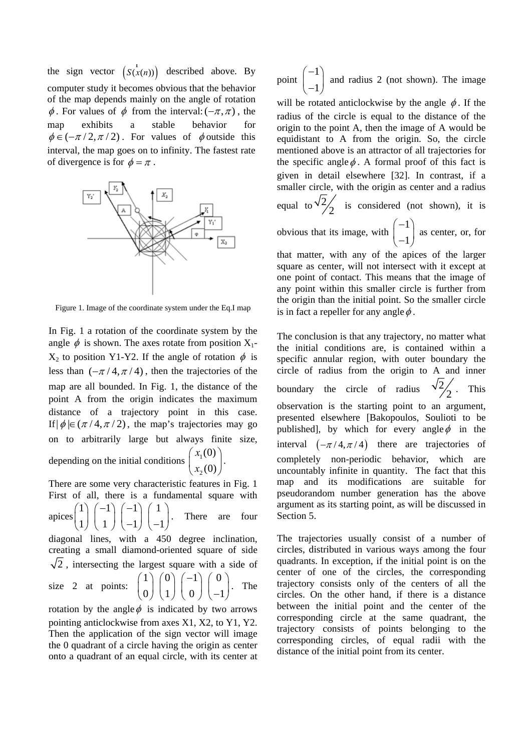the sign vector $\left(S(\overset{1}{x}(n))\right)$ described above. By computer study it becomes obvious that the behavior of the map depends mainly on the angle of rotation $\phi$. For values of $\phi$ from the interval: $(-\pi,\pi)$, the map exhibits a stable behavior for $\phi \in (-\pi/2, \pi/2)$. For values of $\phi$ outside this interval, the map goes on to infinity. The fastest rate of divergence is for $\phi = \pi$.

Figure 1. Image of the coordinate system under the Eq.I map

In Fig. 1 a rotation of the coordinate system by the angle $\phi$ is shown. The axes rotate from position $X_1$-$X_2$ to position Y1-Y2. If the angle of rotation $\phi$ is less than $(-\pi/4, \pi/4)$, then the trajectories of the map are all bounded. In Fig. 1, the distance of the point A from the origin indicates the maximum distance of a trajectory point in this case. If $|\phi| \in (\pi/4, \pi/2)$, the map's trajectories may go on to arbitrarily large but always finite size, depending on the initial conditions $\begin{pmatrix} x_1(0) \\ x_2(0) \end{pmatrix}$.

There are some very characteristic features in Fig. 1 First of all, there is a fundamental square with apices $\begin{pmatrix} 1 \\ 1 \end{pmatrix} \begin{pmatrix} -1 \\ 1 \end{pmatrix} \begin{pmatrix} -1 \\ -1 \end{pmatrix} \begin{pmatrix} 1 \\ -1 \end{pmatrix}$. There are four diagonal lines, with a 450 degree inclination, creating a small diamond-oriented square of side $\sqrt{2}$, intersecting the largest square with a side of size 2 at points: $\begin{pmatrix} 1 \\ 0 \end{pmatrix} \begin{pmatrix} 0 \\ 1 \end{pmatrix} \begin{pmatrix} -1 \\ 0 \end{pmatrix} \begin{pmatrix} 0 \\ -1 \end{pmatrix}$. The rotation by the angle $\phi$ is indicated by two arrows pointing anticlockwise from axes X1, X2, to Y1, Y2. Then the application of the sign vector will image the 0 quadrant of a circle having the origin as center onto a quadrant of an equal circle, with its center at point $\begin{pmatrix} -1 \\ -1 \end{pmatrix}$ and radius 2 (not shown). The image will be rotated anticlockwise by the angle $\phi$. If the radius of the circle is equal to the distance of the origin to the point A, then the image of A would be equidistant to A from the origin. So, the circle mentioned above is an attractor of all trajectories for the specific angle $\phi$. A formal proof of this fact is given in detail elsewhere [32]. In contrast, if a smaller circle, with the origin as center and a radius equal to $\sqrt{2}/2$ is considered (not shown), it is obvious that its image, with $\begin{pmatrix} -1 \\ -1 \end{pmatrix}$ as center, or, for that matter, with any of the apices of the larger square as center, will not intersect with it except at one point of contact. This means that the image of any point within this smaller circle is further from the origin than the initial point. So the smaller circle is in fact a repeller for any angle $\phi$.

The conclusion is that any trajectory, no matter what the initial conditions are, is contained within a specific annular region, with outer boundary the circle of radius from the origin to A and inner boundary the circle of radius $\sqrt{2}/2$. This observation is the starting point to an argument, presented elsewhere [Bakopoulos, Soulioti to be published], by which for every angle $\phi$ in the interval $(-\pi/4, \pi/4)$ there are trajectories of completely non-periodic behavior, which are uncountably infinite in quantity. The fact that this map and its modifications are suitable for pseudorandom number generation has the above argument as its starting point, as will be discussed in Section 5.

The trajectories usually consist of a number of circles, distributed in various ways among the four quadrants. In exception, if the initial point is on the center of one of the circles, the corresponding trajectory consists only of the centers of all the circles. On the other hand, if there is a distance between the initial point and the center of the corresponding circle at the same quadrant, the trajectory consists of points belonging to the corresponding circles, of equal radii with the distance of the initial point from its center.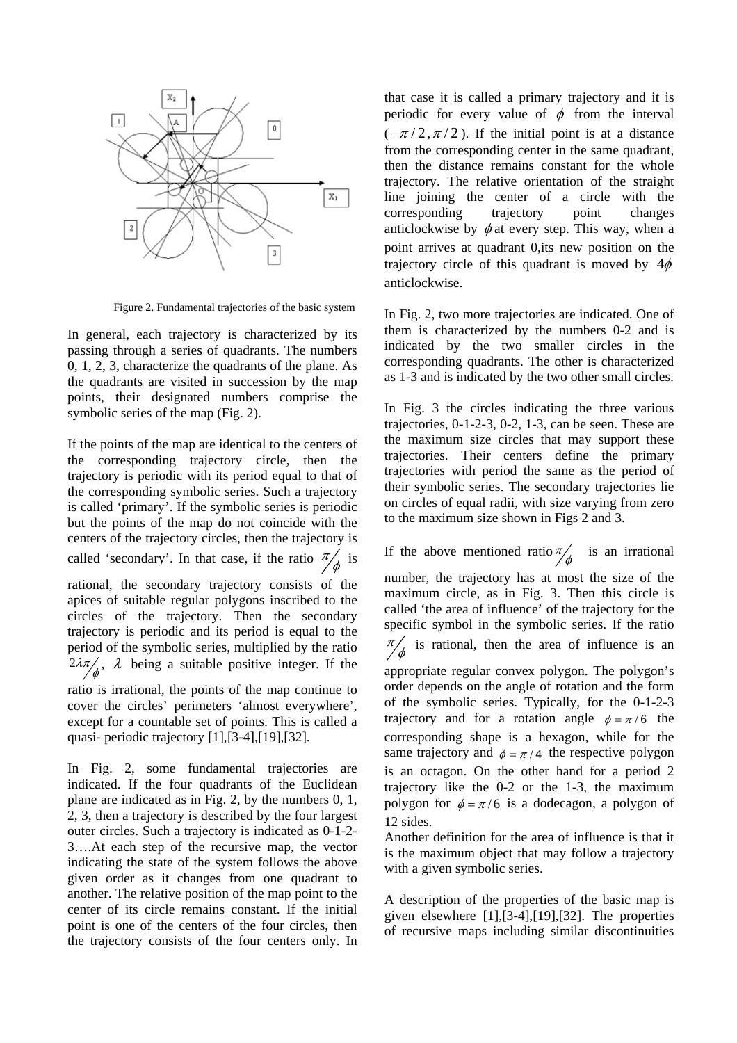Figure 2. Fundamental trajectories of the basic system

In general, each trajectory is characterized by its passing through a series of quadrants. The numbers 0, 1, 2, 3, characterize the quadrants of the plane. As the quadrants are visited in succession by the map points, their designated numbers comprise the symbolic series of the map (Fig. 2).

If the points of the map are identical to the centers of the corresponding trajectory circle, then the trajectory is periodic with its period equal to that of the corresponding symbolic series. Such a trajectory is called 'primary'. If the symbolic series is periodic but the points of the map do not coincide with the centers of the trajectory circles, then the trajectory is called 'secondary'. In that case, if the ratio $\pi/\phi$ is rational, the secondary trajectory consists of the apices of suitable regular polygons inscribed to the circles of the trajectory. Then the secondary trajectory is periodic and its period is equal to the period of the symbolic series, multiplied by the ratio $2\lambda\pi/\phi$, $\lambda$ being a suitable positive integer. If the ratio is irrational, the points of the map continue to cover the circles' perimeters 'almost everywhere', except for a countable set of points. This is called a quasi- periodic trajectory [1],[3-4],[19],[32].

In Fig. 2, some fundamental trajectories are indicated. If the four quadrants of the Euclidean plane are indicated as in Fig. 2, by the numbers 0, 1, 2, 3, then a trajectory is described by the four largest outer circles. Such a trajectory is indicated as 0-1-2-3….At each step of the recursive map, the vector indicating the state of the system follows the above given order as it changes from one quadrant to another. The relative position of the map point to the center of its circle remains constant. If the initial point is one of the centers of the four circles, then the trajectory consists of the four centers only. In that case it is called a primary trajectory and it is periodic for every value of $\phi$ from the interval $(-\pi/2, \pi/2)$. If the initial point is at a distance from the corresponding center in the same quadrant, then the distance remains constant for the whole trajectory. The relative orientation of the straight line joining the center of a circle with the corresponding trajectory point changes anticlockwise by $\phi$ at every step. This way, when a point arrives at quadrant 0,its new position on the trajectory circle of this quadrant is moved by $4\phi$ anticlockwise.

In Fig. 2, two more trajectories are indicated. One of them is characterized by the numbers 0-2 and is indicated by the two smaller circles in the corresponding quadrants. The other is characterized as 1-3 and is indicated by the two other small circles.

In Fig. 3 the circles indicating the three various trajectories, 0-1-2-3, 0-2, 1-3, can be seen. These are the maximum size circles that may support these trajectories. Their centers define the primary trajectories with period the same as the period of their symbolic series. The secondary trajectories lie on circles of equal radii, with size varying from zero to the maximum size shown in Figs 2 and 3.

If the above mentioned ratio $\pi/\phi$ is an irrational number, the trajectory has at most the size of the maximum circle, as in Fig. 3. Then this circle is called 'the area of influence' of the trajectory for the specific symbol in the symbolic series. If the ratio $\pi/\phi$ is rational, then the area of influence is an appropriate regular convex polygon. The polygon's order depends on the angle of rotation and the form of the symbolic series. Typically, for the 0-1-2-3 trajectory and for a rotation angle $\phi = \pi/6$ the corresponding shape is a hexagon, while for the same trajectory and $\phi = \pi/4$ the respective polygon is an octagon. On the other hand for a period 2 trajectory like the 0-2 or the 1-3, the maximum polygon for $\phi = \pi/6$ is a dodecagon, a polygon of 12 sides.

Another definition for the area of influence is that it is the maximum object that may follow a trajectory with a given symbolic series.

A description of the properties of the basic map is given elsewhere [1],[3-4],[19],[32]. The properties of recursive maps including similar discontinuities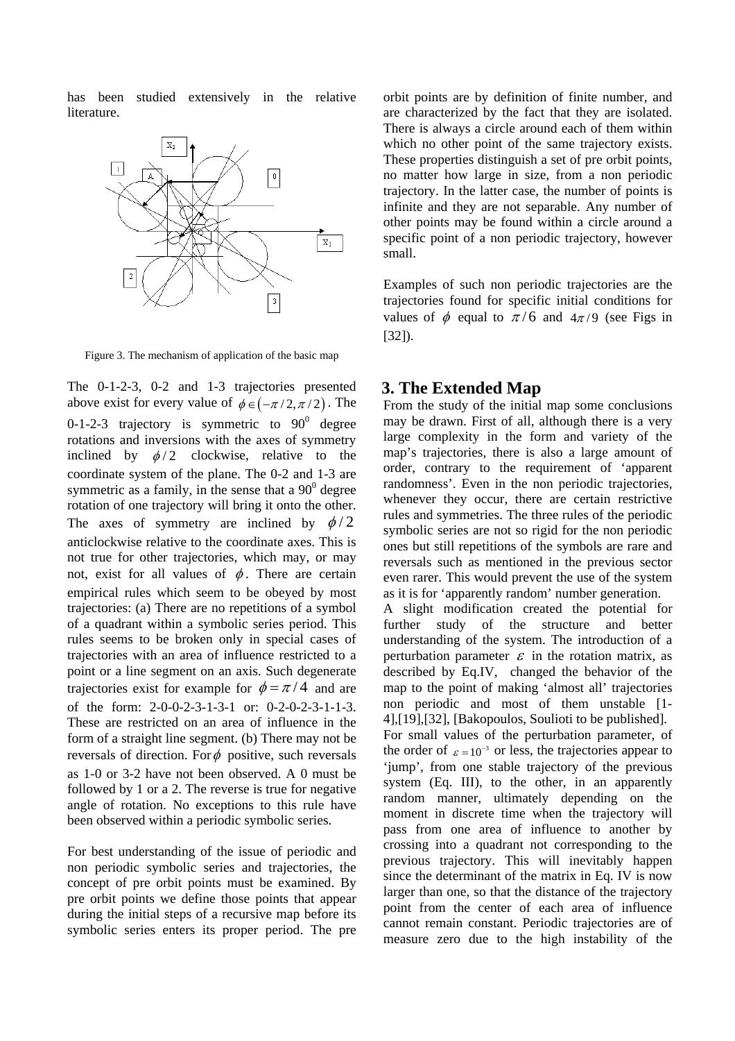has been studied extensively in the relative literature.

Figure 3. The mechanism of application of the basic map

The 0-1-2-3, 0-2 and 1-3 trajectories presented above exist for every value of $\phi \in (-\pi/2, \pi/2)$. The 0-1-2-3 trajectory is symmetric to $90^0$ degree rotations and inversions with the axes of symmetry inclined by $\phi/2$ clockwise, relative to the coordinate system of the plane. The 0-2 and 1-3 are symmetric as a family, in the sense that a $90^0$ degree rotation of one trajectory will bring it onto the other. The axes of symmetry are inclined by $\phi/2$ anticlockwise relative to the coordinate axes. This is not true for other trajectories, which may, or may not, exist for all values of $\phi$. There are certain empirical rules which seem to be obeyed by most trajectories: (a) There are no repetitions of a symbol of a quadrant within a symbolic series period. This rules seems to be broken only in special cases of trajectories with an area of influence restricted to a point or a line segment on an axis. Such degenerate trajectories exist for example for $\phi = \pi/4$ and are of the form: 2-0-0-2-3-1-3-1 or: 0-2-0-2-3-1-1-3. These are restricted on an area of influence in the form of a straight line segment. (b) There may not be reversals of direction. For $\phi$ positive, such reversals as 1-0 or 3-2 have not been observed. A 0 must be followed by 1 or a 2. The reverse is true for negative angle of rotation. No exceptions to this rule have been observed within a periodic symbolic series.

For best understanding of the issue of periodic and non periodic symbolic series and trajectories, the concept of pre orbit points must be examined. By pre orbit points we define those points that appear during the initial steps of a recursive map before its symbolic series enters its proper period. The pre orbit points are by definition of finite number, and are characterized by the fact that they are isolated. There is always a circle around each of them within which no other point of the same trajectory exists. These properties distinguish a set of pre orbit points, no matter how large in size, from a non periodic trajectory. In the latter case, the number of points is infinite and they are not separable. Any number of other points may be found within a circle around a specific point of a non periodic trajectory, however small.

Examples of such non periodic trajectories are the trajectories found for specific initial conditions for values of $\phi$ equal to $\pi/6$ and $4\pi/9$ (see Figs in [32]).

## 3. The Extended Map

From the study of the initial map some conclusions may be drawn. First of all, although there is a very large complexity in the form and variety of the map's trajectories, there is also a large amount of order, contrary to the requirement of 'apparent randomness'. Even in the non periodic trajectories, whenever they occur, there are certain restrictive rules and symmetries. The three rules of the periodic symbolic series are not so rigid for the non periodic ones but still repetitions of the symbols are rare and reversals such as mentioned in the previous sector even rarer. This would prevent the use of the system as it is for 'apparently random' number generation.

A slight modification created the potential for further study of the structure and better understanding of the system. The introduction of a perturbation parameter $\varepsilon$ in the rotation matrix, as described by Eq.IV, changed the behavior of the map to the point of making 'almost all' trajectories non periodic and most of them unstable [1-4],[19],[32], [Bakopoulos, Soulioti to be published]. For small values of the perturbation parameter, of the order of $\varepsilon = 10^{-3}$ or less, the trajectories appear to 'jump', from one stable trajectory of the previous system (Eq. III), to the other, in an apparently random manner, ultimately depending on the moment in discrete time when the trajectory will pass from one area of influence to another by crossing into a quadrant not corresponding to the previous trajectory. This will inevitably happen since the determinant of the matrix in Eq. IV is now larger than one, so that the distance of the trajectory point from the center of each area of influence cannot remain constant. Periodic trajectories are of measure zero due to the high instability of the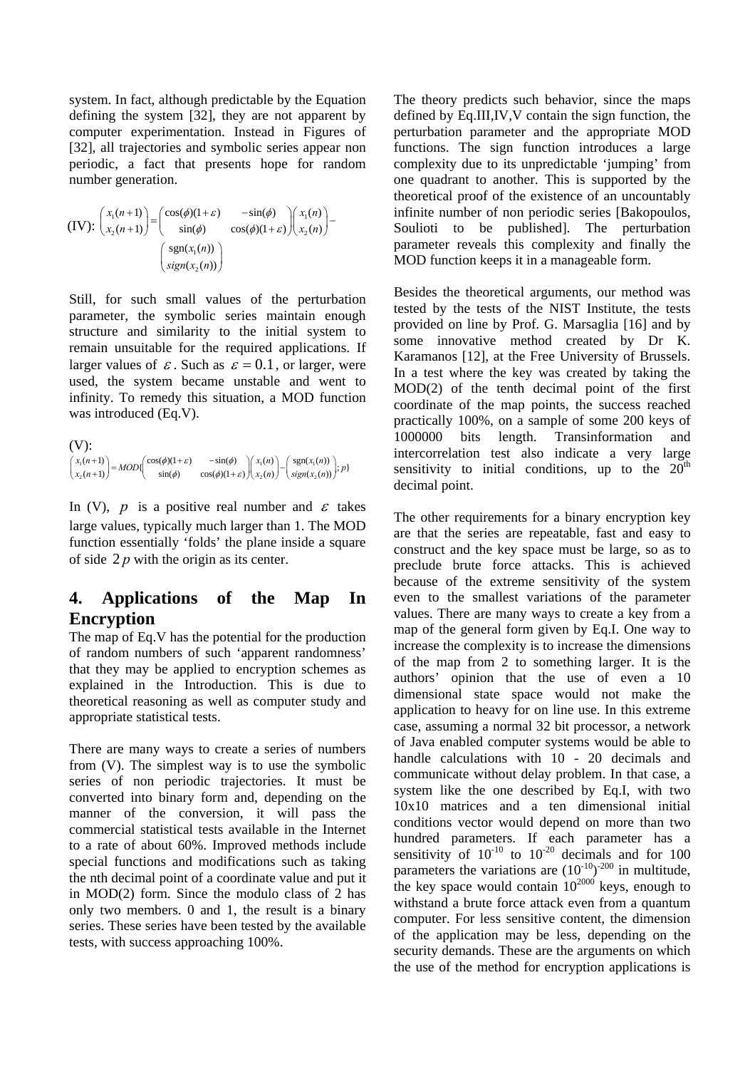system. In fact, although predictable by the Equation defining the system [32], they are not apparent by computer experimentation. Instead in Figures of [32], all trajectories and symbolic series appear non periodic, a fact that presents hope for random number generation.

$$\text{(IV): } \begin{pmatrix} x_1(n+1) \\ x_2(n+1) \end{pmatrix} = \begin{pmatrix} \cos(\phi)(1+\varepsilon) & -\sin(\phi) \\ \sin(\phi) & \cos(\phi)(1+\varepsilon) \end{pmatrix} \begin{pmatrix} x_1(n) \\ x_2(n) \end{pmatrix} - \begin{pmatrix} \mathrm{sgn}(x_1(n)) \\ sign(x_2(n)) \end{pmatrix}$$

Still, for such small values of the perturbation parameter, the symbolic series maintain enough structure and similarity to the initial system to remain unsuitable for the required applications. If larger values of $\varepsilon$. Such as $\varepsilon = 0.1$, or larger, were used, the system became unstable and went to infinity. To remedy this situation, a MOD function was introduced (Eq.V).

$$\text{(V): } \begin{pmatrix} x_1(n+1) \\ x_2(n+1) \end{pmatrix} = MOD\{ \begin{pmatrix} \cos(\phi)(1+\varepsilon) & -\sin(\phi) \\ \sin(\phi) & \cos(\phi)(1+\varepsilon) \end{pmatrix} \begin{pmatrix} x_1(n) \\ x_2(n) \end{pmatrix} - \begin{pmatrix} \mathrm{sgn}(x_1(n)) \\ sign(x_2(n)) \end{pmatrix}; p\}$$

In (V), $p$ is a positive real number and $\varepsilon$ takes large values, typically much larger than 1. The MOD function essentially 'folds' the plane inside a square of side $2p$ with the origin as its center.

## 4. Applications of the Map In Encryption

The map of Eq.V has the potential for the production of random numbers of such 'apparent randomness' that they may be applied to encryption schemes as explained in the Introduction. This is due to theoretical reasoning as well as computer study and appropriate statistical tests.

There are many ways to create a series of numbers from (V). The simplest way is to use the symbolic series of non periodic trajectories. It must be converted into binary form and, depending on the manner of the conversion, it will pass the commercial statistical tests available in the Internet to a rate of about 60%. Improved methods include special functions and modifications such as taking the nth decimal point of a coordinate value and put it in MOD(2) form. Since the modulo class of 2 has only two members. 0 and 1, the result is a binary series. These series have been tested by the available tests, with success approaching 100%.

The theory predicts such behavior, since the maps defined by Eq.III,IV,V contain the sign function, the perturbation parameter and the appropriate MOD functions. The sign function introduces a large complexity due to its unpredictable 'jumping' from one quadrant to another. This is supported by the theoretical proof of the existence of an uncountably infinite number of non periodic series [Bakopoulos, Soulioti to be published]. The perturbation parameter reveals this complexity and finally the MOD function keeps it in a manageable form.

Besides the theoretical arguments, our method was tested by the tests of the NIST Institute, the tests provided on line by Prof. G. Marsaglia [16] and by some innovative method created by Dr K. Karamanos [12], at the Free University of Brussels. In a test where the key was created by taking the MOD(2) of the tenth decimal point of the first coordinate of the map points, the success reached practically 100%, on a sample of some 200 keys of 1000000 bits length. Transinformation and intercorrelation test also indicate a very large sensitivity to initial conditions, up to the 20th decimal point.

The other requirements for a binary encryption key are that the series are repeatable, fast and easy to construct and the key space must be large, so as to preclude brute force attacks. This is achieved because of the extreme sensitivity of the system even to the smallest variations of the parameter values. There are many ways to create a key from a map of the general form given by Eq.I. One way to increase the complexity is to increase the dimensions of the map from 2 to something larger. It is the authors' opinion that the use of even a 10 dimensional state space would not make the application to heavy for on line use. In this extreme case, assuming a normal 32 bit processor, a network of Java enabled computer systems would be able to handle calculations with 10 - 20 decimals and communicate without delay problem. In that case, a system like the one described by Eq.I, with two 10x10 matrices and a ten dimensional initial conditions vector would depend on more than two hundred parameters. If each parameter has a sensitivity of $10^{-10}$ to $10^{-20}$ decimals and for 100 parameters the variations are $(10^{-10})^{-200}$ in multitude, the key space would contain $10^{2000}$ keys, enough to withstand a brute force attack even from a quantum computer. For less sensitive content, the dimension of the application may be less, depending on the security demands. These are the arguments on which the use of the method for encryption applications is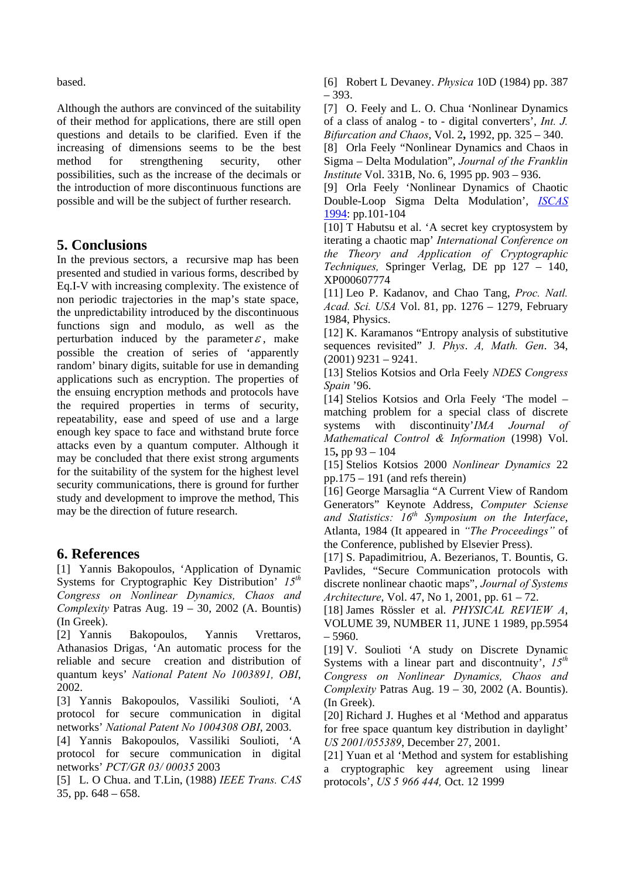based.

Although the authors are convinced of the suitability of their method for applications, there are still open questions and details to be clarified. Even if the increasing of dimensions seems to be the best method for strengthening security, other possibilities, such as the increase of the decimals or the introduction of more discontinuous functions are possible and will be the subject of further research.

## 5. Conclusions

In the previous sectors, a recursive map has been presented and studied in various forms, described by Eq.I-V with increasing complexity. The existence of non periodic trajectories in the map's state space, the unpredictability introduced by the discontinuous functions sign and modulo, as well as the perturbation induced by the parameter $\varepsilon$, make possible the creation of series of 'apparently random' binary digits, suitable for use in demanding applications such as encryption. The properties of the ensuing encryption methods and protocols have the required properties in terms of security, repeatability, ease and speed of use and a large enough key space to face and withstand brute force attacks even by a quantum computer. Although it may be concluded that there exist strong arguments for the suitability of the system for the highest level security communications, there is ground for further study and development to improve the method, This may be the direction of future research.

## 6. References

[1] Yannis Bakopoulos, 'Application of Dynamic Systems for Cryptographic Key Distribution' *15th Congress on Nonlinear Dynamics, Chaos and Complexity* Patras Aug. 19 – 30, 2002 (A. Bountis) (In Greek).

[2] Yannis Bakopoulos, Yannis Vrettaros, Athanasios Drigas, 'An automatic process for the reliable and secure creation and distribution of quantum keys' *National Patent No 1003891, OBI*, 2002.

[3] Yannis Bakopoulos, Vassiliki Soulioti, 'A protocol for secure communication in digital networks' *National Patent No 1004308 OBI*, 2003.

[4] Yannis Bakopoulos, Vassiliki Soulioti, 'A protocol for secure communication in digital networks' *PCT/GR 03/ 00035* 2003

[5] L. O Chua. and T.Lin, (1988) *IEEE Trans. CAS* 35, pp. 648 – 658.

[6] Robert L Devaney. *Physica* 10D (1984) pp. 387 – 393.

[7] O. Feely and L. O. Chua 'Nonlinear Dynamics of a class of analog - to - digital converters', *Int. J. Bifurcation and Chaos*, Vol. 2**,** 1992, pp. 325 – 340.

[8] Orla Feely "Nonlinear Dynamics and Chaos in Sigma – Delta Modulation", *Journal of the Franklin Institute* Vol. 331B, No. 6, 1995 pp. 903 – 936.

[9] Orla Feely 'Nonlinear Dynamics of Chaotic Double-Loop Sigma Delta Modulation', *ISCAS* 1994: pp.101-104

[10] T Habutsu et al. 'A secret key cryptosystem by iterating a chaotic map' *International Conference on the Theory and Application of Cryptographic Techniques,* Springer Verlag, DE pp 127 – 140, XP000607774

[11] Leo P. Kadanov, and Chao Tang, *Proc. Natl. Acad. Sci. USA* Vol. 81, pp. 1276 – 1279, February 1984, Physics.

[12] K. Karamanos "Entropy analysis of substitutive sequences revisited" J*. Phys*. *A, Math. Gen*. 34, (2001) 9231 – 9241.

[13] Stelios Kotsios and Orla Feely *NDES Congress Spain* '96.

[14] Stelios Kotsios and Orla Feely 'The model – matching problem for a special class of discrete systems with discontinuity'*IMA Journal of Mathematical Control & Information* (1998) Vol. 15**,** pp 93 – 104

[15] Stelios Kotsios 2000 *Nonlinear Dynamics* 22 pp.175 – 191 (and refs therein)

[16] George Marsaglia "A Current View of Random Generators" Keynote Address, *Computer Sciense and Statistics: 16th Symposium on the Interface*, Atlanta, 1984 (It appeared in *"The Proceedings"* of the Conference, published by Elsevier Press).

[17] S. Papadimitriou, A. Bezerianos, T. Bountis, G. Pavlides, "Secure Communication protocols with discrete nonlinear chaotic maps", *Journal of Systems Architecture,* Vol. 47, No 1, 2001, pp. 61 – 72.

[18] James Rössler et al. *PHYSICAL REVIEW A*, VOLUME 39, NUMBER 11, JUNE 1 1989, pp.5954 – 5960.

[19] V. Soulioti 'A study on Discrete Dynamic Systems with a linear part and discontnuity', *15th Congress on Nonlinear Dynamics, Chaos and Complexity* Patras Aug. 19 – 30, 2002 (A. Bountis). (In Greek).

[20] Richard J. Hughes et al 'Method and apparatus for free space quantum key distribution in daylight' *US 2001/055389*, December 27, 2001.

[21] Yuan et al 'Method and system for establishing a cryptographic key agreement using linear protocols', *US 5 966 444,* Oct. 12 1999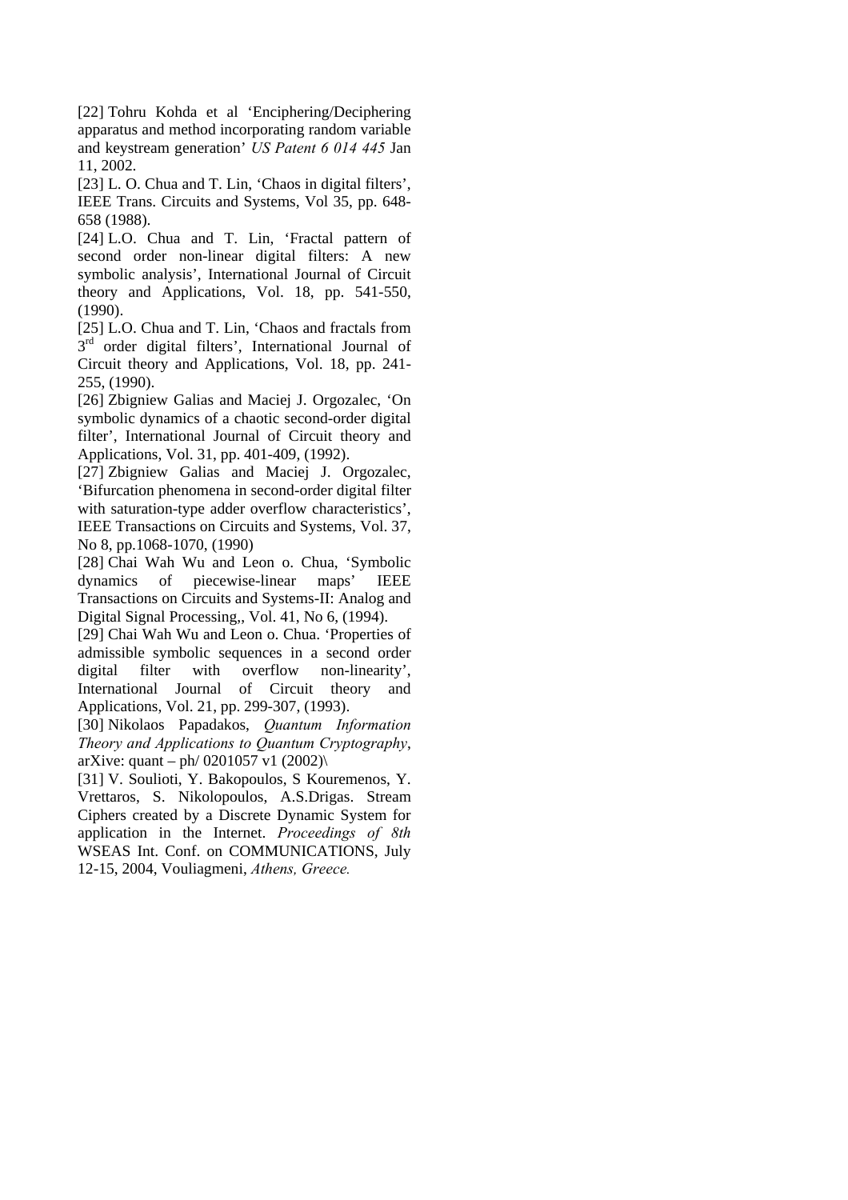[22] Tohru Kohda et al 'Enciphering/Deciphering apparatus and method incorporating random variable and keystream generation' *US Patent 6 014 445* Jan 11, 2002.

[23] L. O. Chua and T. Lin, 'Chaos in digital filters', IEEE Trans. Circuits and Systems, Vol 35, pp. 648-658 (1988).

[24] L.O. Chua and T. Lin, 'Fractal pattern of second order non-linear digital filters: A new symbolic analysis', International Journal of Circuit theory and Applications, Vol. 18, pp. 541-550, (1990).

[25] L.O. Chua and T. Lin, 'Chaos and fractals from 3rd order digital filters', International Journal of Circuit theory and Applications, Vol. 18, pp. 241-255, (1990).

[26] Zbigniew Galias and Maciej J. Orgozalec, 'On symbolic dynamics of a chaotic second-order digital filter', International Journal of Circuit theory and Applications, Vol. 31, pp. 401-409, (1992).

[27] Zbigniew Galias and Maciej J. Orgozalec, 'Bifurcation phenomena in second-order digital filter with saturation-type adder overflow characteristics', IEEE Transactions on Circuits and Systems, Vol. 37, No 8, pp.1068-1070, (1990)

[28] Chai Wah Wu and Leon o. Chua, 'Symbolic dynamics of piecewise-linear maps' IEEE Transactions on Circuits and Systems-II: Analog and Digital Signal Processing,, Vol. 41, No 6, (1994).

[29] Chai Wah Wu and Leon o. Chua. 'Properties of admissible symbolic sequences in a second order digital filter with overflow non-linearity', International Journal of Circuit theory and Applications, Vol. 21, pp. 299-307, (1993).

[30] Nikolaos Papadakos, *Quantum Information Theory and Applications to Quantum Cryptography*, arXive: quant – ph/ 0201057 v1 (2002)\

[31] V. Soulioti, Y. Bakopoulos, S Kouremenos, Y. Vrettaros, S. Nikolopoulos, A.S.Drigas. Stream Ciphers created by a Discrete Dynamic System for application in the Internet. *Proceedings of 8th* WSEAS Int. Conf. on COMMUNICATIONS, July 12-15, 2004, Vouliagmeni, *Athens, Greece.*